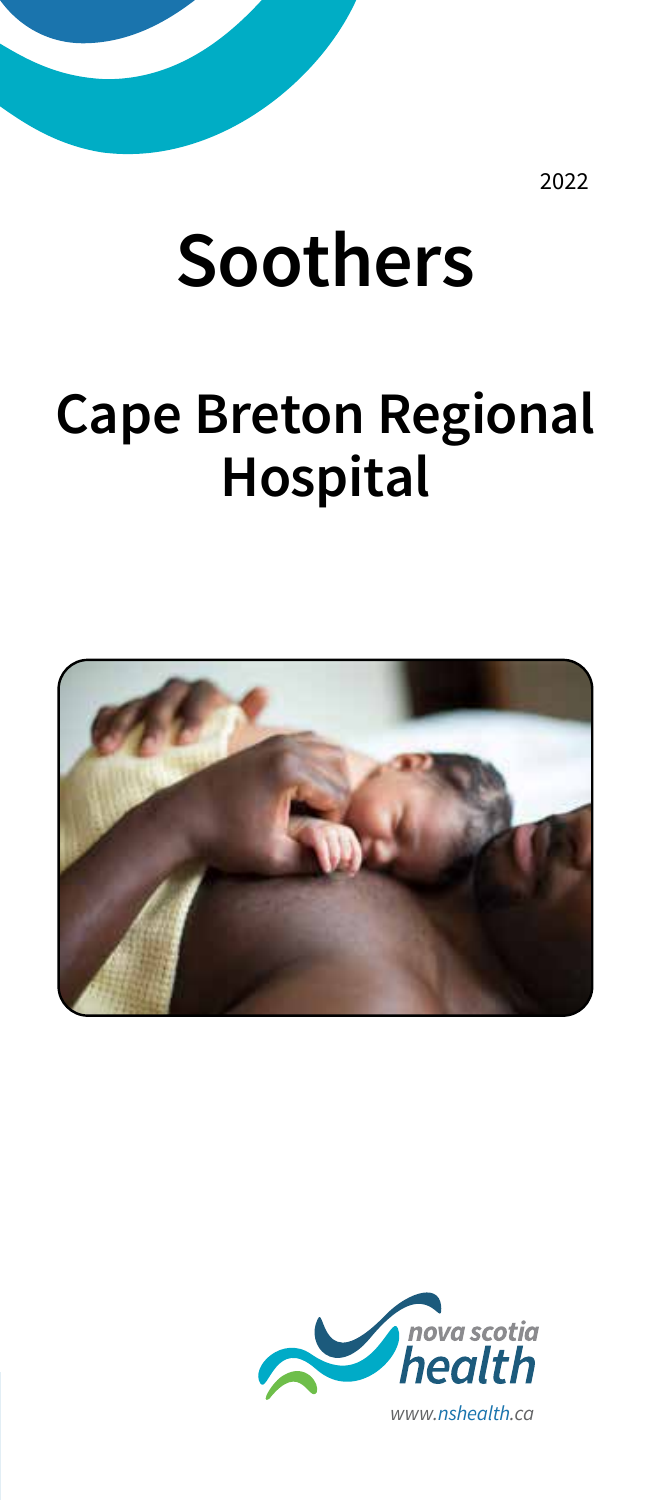2022

# Soothers

## Cape Breton Regional Hospital

nova scotia health

www.nshealth.ca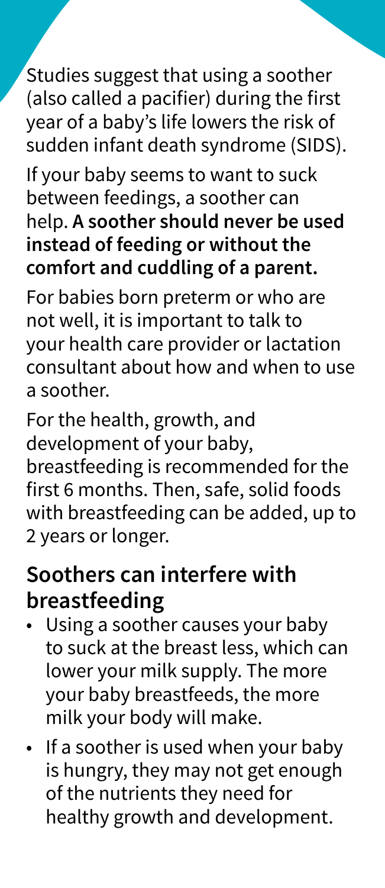Studies suggest that using a soother (also called a pacifier) during the first year of a baby's life lowers the risk of sudden infant death syndrome (SIDS).

If your baby seems to want to suck between feedings, a soother can help. **A soother should never be used instead of feeding or without the comfort and cuddling of a parent.**

For babies born preterm or who are not well, it is important to talk to your health care provider or lactation consultant about how and when to use a soother.

For the health, growth, and development of your baby, breastfeeding is recommended for the first 6 months. Then, safe, solid foods with breastfeeding can be added, up to 2 years or longer.

## Soothers can interfere with breastfeeding

- Using a soother causes your baby to suck at the breast less, which can lower your milk supply. The more your baby breastfeeds, the more milk your body will make.
- If a soother is used when your baby is hungry, they may not get enough of the nutrients they need for healthy growth and development.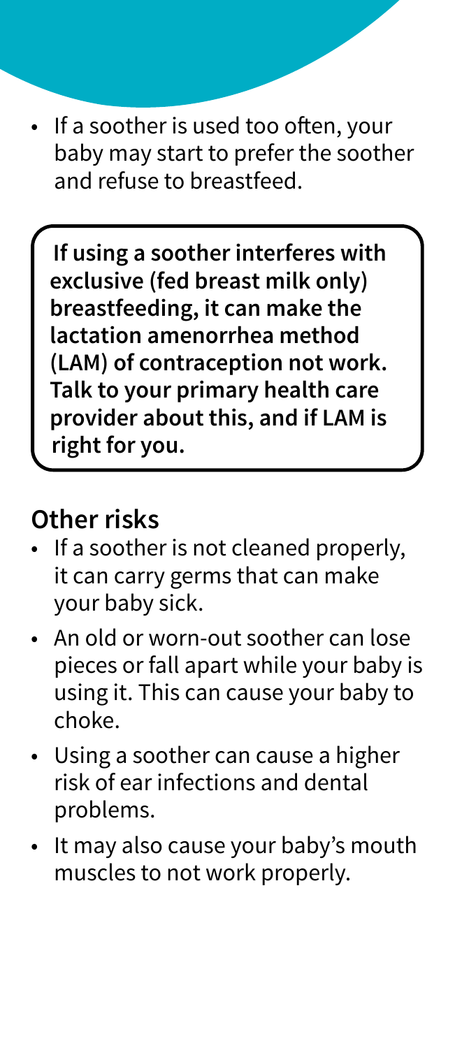- If a soother is used too often, your baby may start to prefer the soother and refuse to breastfeed.

**If using a soother interferes with exclusive (fed breast milk only) breastfeeding, it can make the lactation amenorrhea method (LAM) of contraception not work. Talk to your primary health care provider about this, and if LAM is right for you.**

## Other risks

- If a soother is not cleaned properly, it can carry germs that can make your baby sick.
- An old or worn-out soother can lose pieces or fall apart while your baby is using it. This can cause your baby to choke.
- Using a soother can cause a higher risk of ear infections and dental problems.
- It may also cause your baby's mouth muscles to not work properly.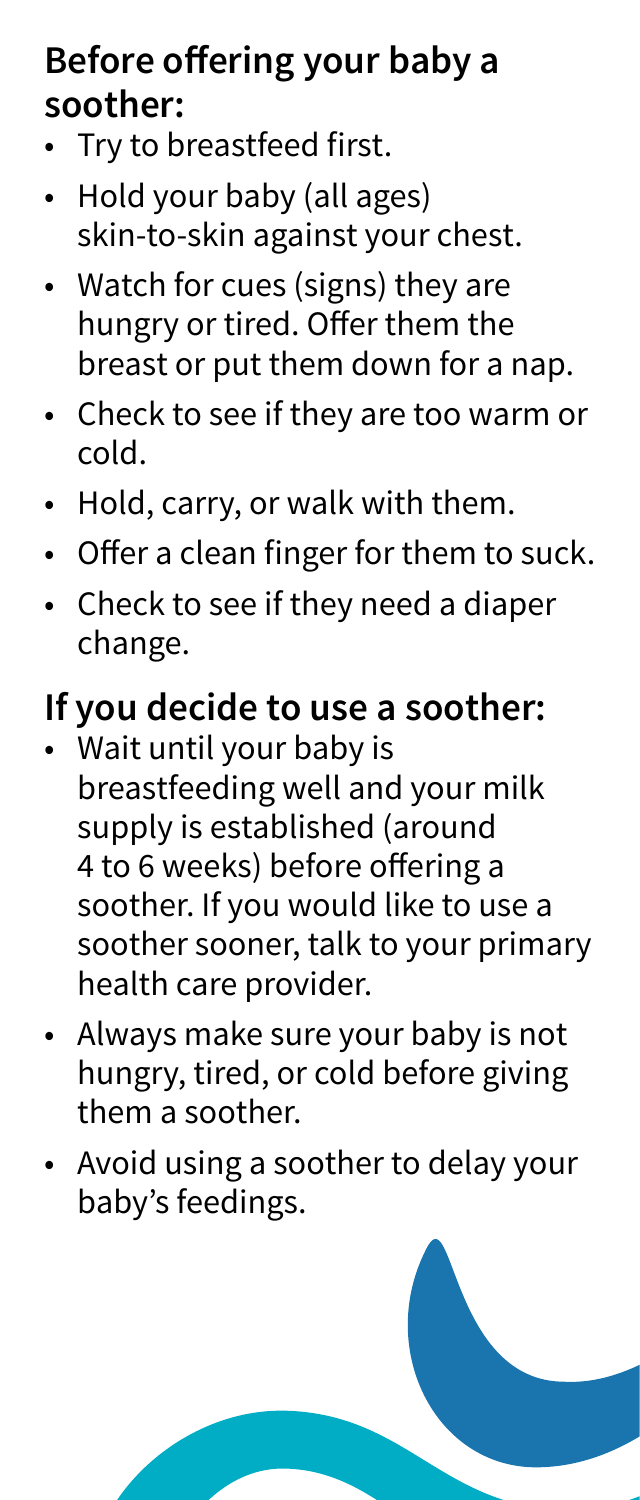## Before offering your baby a soother:

- Try to breastfeed first.
- Hold your baby (all ages) skin-to-skin against your chest.
- Watch for cues (signs) they are hungry or tired. Offer them the breast or put them down for a nap.
- Check to see if they are too warm or cold.
- Hold, carry, or walk with them.
- Offer a clean finger for them to suck.
- Check to see if they need a diaper change.

## If you decide to use a soother:

- Wait until your baby is breastfeeding well and your milk supply is established (around 4 to 6 weeks) before offering a soother. If you would like to use a soother sooner, talk to your primary health care provider.
- Always make sure your baby is not hungry, tired, or cold before giving them a soother.
- Avoid using a soother to delay your baby's feedings.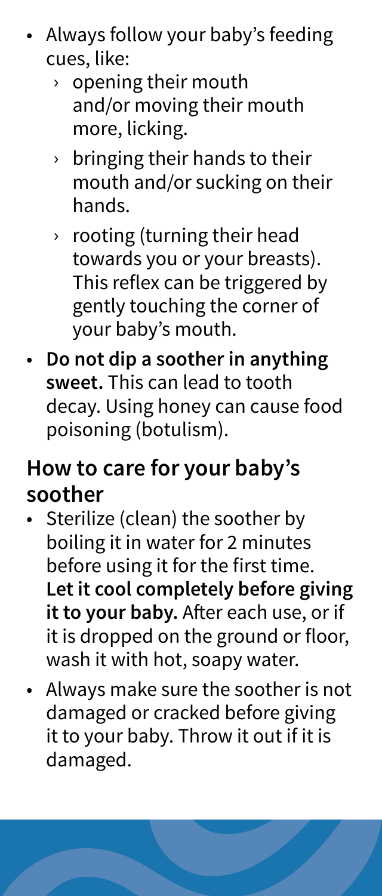- Always follow your baby's feeding cues, like:
  - opening their mouth and/or moving their mouth more, licking.
  - bringing their hands to their mouth and/or sucking on their hands.
  - rooting (turning their head towards you or your breasts). This reflex can be triggered by gently touching the corner of your baby's mouth.
- **Do not dip a soother in anything sweet.** This can lead to tooth decay. Using honey can cause food poisoning (botulism).

## How to care for your baby's soother

- Sterilize (clean) the soother by boiling it in water for 2 minutes before using it for the first time. **Let it cool completely before giving it to your baby.** After each use, or if it is dropped on the ground or floor, wash it with hot, soapy water.
- Always make sure the soother is not damaged or cracked before giving it to your baby. Throw it out if it is damaged.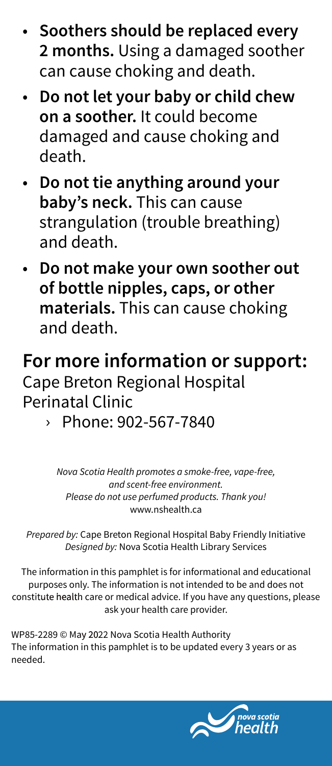- **Soothers should be replaced every 2 months.** Using a damaged soother can cause choking and death.
- **Do not let your baby or child chew on a soother.** It could become damaged and cause choking and death.
- **Do not tie anything around your baby's neck.** This can cause strangulation (trouble breathing) and death.
- **Do not make your own soother out of bottle nipples, caps, or other materials.** This can cause choking and death.

## For more information or support:

Cape Breton Regional Hospital Perinatal Clinic

- Phone: 902-567-7840

*Nova Scotia Health promotes a smoke-free, vape-free, and scent-free environment.*
*Please do not use perfumed products. Thank you!*
www.nshealth.ca

*Prepared by:* Cape Breton Regional Hospital Baby Friendly Initiative
*Designed by:* Nova Scotia Health Library Services

The information in this pamphlet is for informational and educational purposes only. The information is not intended to be and does not constitute health care or medical advice. If you have any questions, please ask your health care provider.

WP85-2289 © May 2022 Nova Scotia Health Authority
The information in this pamphlet is to be updated every 3 years or as needed.

nova scotia health